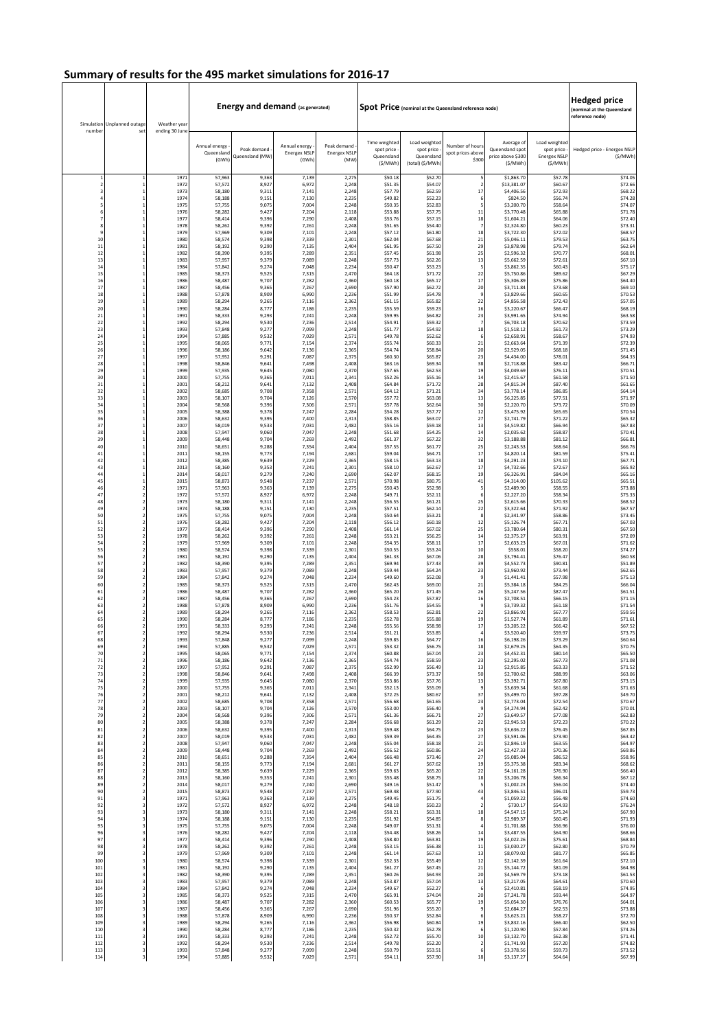# Summary of results for the 495 market simulations for 2016-17

| Simulation number | Unplanned outage set | Weather year ending 30 June | Energy and demand (as generated) | | | | Spot Price (nominal at the Queensland reference node) | | | | | Hedged price (nominal at the Queensland reference node) |
|---|---|---|---|---|---|---|---|---|---|---|---|---|
| | | | Annual energy - Queensland (GWh) | Peak demand - Queensland (MW) | Annual energy - Energex NSLP (GWh) | Peak demand - Energex NSLP (MW) | Time weighted spot price - Queensland ($/MWh) | Load weighted spot price - Queensland (total) ($/MWh) | Number of hours spot prices above $300 | Average of Queensland spot price above $300 ($/MWh) | Load weighted spot price - Energex NSLP ($/MWh) | Hedged price - Energex NSLP ($/MWh) |
| 1 | 1 | 1971 | 57,963 | 9,363 | 7,139 | 2,275 | $50.18 | $52.70 | 5 | $1,863.70 | $57.78 | $74.05 |
| 2 | 1 | 1972 | 57,572 | 8,927 | 6,972 | 2,248 | $51.35 | $54.07 | 2 | $13,381.07 | $60.67 | $72.66 |
| 3 | 1 | 1973 | 58,180 | 9,311 | 7,141 | 2,248 | $57.79 | $62.59 | 17 | $4,406.56 | $72.93 | $68.22 |
| 4 | 1 | 1974 | 58,188 | 9,151 | 7,130 | 2,235 | $49.82 | $52.23 | 6 | $824.50 | $56.74 | $74.28 |
| 5 | 1 | 1975 | 57,755 | 9,075 | 7,004 | 2,248 | $50.35 | $52.83 | 5 | $3,200.70 | $58.64 | $74.07 |
| 6 | 1 | 1976 | 58,282 | 9,427 | 7,204 | 2,118 | $53.88 | $57.75 | 11 | $3,770.48 | $65.88 | $71.78 |
| 7 | 1 | 1977 | 58,414 | 9,396 | 7,290 | 2,408 | $53.76 | $57.15 | 18 | $1,604.21 | $64.06 | $72.40 |
| 8 | 1 | 1978 | 58,262 | 9,392 | 7,261 | 2,248 | $51.65 | $54.40 | 7 | $2,324.80 | $60.23 | $73.31 |
| 9 | 1 | 1979 | 57,969 | 9,309 | 7,101 | 2,248 | $57.12 | $61.80 | 18 | $3,722.30 | $72.02 | $68.57 |
| 10 | 1 | 1980 | 58,574 | 9,398 | 7,339 | 2,301 | $62.04 | $67.68 | 21 | $5,046.11 | $79.53 | $63.75 |
| 11 | 1 | 1981 | 58,192 | 9,290 | 7,135 | 2,404 | $61.95 | $67.50 | 29 | $3,878.98 | $79.74 | $62.64 |
| 12 | 1 | 1982 | 58,390 | 9,395 | 7,289 | 2,351 | $57.45 | $61.98 | 25 | $2,596.32 | $70.77 | $68.01 |
| 13 | 1 | 1983 | 57,957 | 9,379 | 7,089 | 2,248 | $57.73 | $62.26 | 13 | $5,662.59 | $72.61 | $67.10 |
| 14 | 1 | 1984 | 57,842 | 9,274 | 7,048 | 2,234 | $50.47 | $53.23 | 5 | $3,862.35 | $60.43 | $75.17 |
| 15 | 1 | 1985 | 58,373 | 9,525 | 7,315 | 2,470 | $64.18 | $71.72 | 22 | $5,750.86 | $89.62 | $67.29 |
| 16 | 1 | 1986 | 58,487 | 9,707 | 7,282 | 2,360 | $60.18 | $65.17 | 17 | $5,306.89 | $75.86 | $64.40 |
| 17 | 1 | 1987 | 58,456 | 9,365 | 7,267 | 2,690 | $57.90 | $62.72 | 20 | $3,711.84 | $73.68 | $69.10 |
| 18 | 1 | 1988 | 57,878 | 8,909 | 6,990 | 2,236 | $51.99 | $54.78 | 9 | $3,829.66 | $60.65 | $70.53 |
| 19 | 1 | 1989 | 58,294 | 9,265 | 7,116 | 2,362 | $61.15 | $65.82 | 22 | $4,856.58 | $72.43 | $57.05 |
| 20 | 1 | 1990 | 58,284 | 8,777 | 7,186 | 2,235 | $55.59 | $59.23 | 16 | $3,220.67 | $66.47 | $68.19 |
| 21 | 1 | 1991 | 58,333 | 9,293 | 7,241 | 2,248 | $59.95 | $64.82 | 23 | $3,991.65 | $74.94 | $63.58 |
| 22 | 1 | 1992 | 58,294 | 9,530 | 7,236 | 2,514 | $54.91 | $59.32 | 7 | $6,703.18 | $70.62 | $73.59 |
| 23 | 1 | 1993 | 57,848 | 9,277 | 7,099 | 2,248 | $51.77 | $54.92 | 18 | $1,518.12 | $61.73 | $73.29 |
| 24 | 1 | 1994 | 57,885 | 9,532 | 7,029 | 2,571 | $49.78 | $52.62 | 6 | $2,658.91 | $58.67 | $74.93 |
| 25 | 1 | 1995 | 58,065 | 9,771 | 7,154 | 2,374 | $55.74 | $60.33 | 21 | $2,663.64 | $71.39 | $72.39 |
| 26 | 1 | 1996 | 58,186 | 9,642 | 7,136 | 2,365 | $54.74 | $58.84 | 20 | $2,529.05 | $68.18 | $71.45 |
| 27 | 1 | 1997 | 57,952 | 9,291 | 7,087 | 2,375 | $60.30 | $65.87 | 23 | $4,434.00 | $78.01 | $64.33 |
| 28 | 1 | 1998 | 58,846 | 9,641 | 7,498 | 2,408 | $63.16 | $69.34 | 38 | $2,718.88 | $83.42 | $66.71 |
| 29 | 1 | 1999 | 57,935 | 9,645 | 7,080 | 2,370 | $57.65 | $62.53 | 19 | $4,049.69 | $76.11 | $70.51 |
| 30 | 1 | 2000 | 57,755 | 9,365 | 7,011 | 2,341 | $52.26 | $55.16 | 14 | $2,415.67 | $61.58 | $71.50 |
| 31 | 1 | 2001 | 58,212 | 9,641 | 7,132 | 2,408 | $64.84 | $71.72 | 28 | $4,815.34 | $87.40 | $61.65 |
| 32 | 1 | 2002 | 58,685 | 9,708 | 7,358 | 2,571 | $64.12 | $71.21 | 34 | $3,778.14 | $86.85 | $64.14 |
| 33 | 1 | 2003 | 58,107 | 9,704 | 7,126 | 2,570 | $57.72 | $63.08 | 13 | $6,225.85 | $77.51 | $71.97 |
| 34 | 1 | 2004 | 58,568 | 9,396 | 7,306 | 2,571 | $57.78 | $62.64 | 30 | $2,220.70 | $73.72 | $70.09 |
| 35 | 1 | 2005 | 58,388 | 9,378 | 7,247 | 2,284 | $54.28 | $57.77 | 12 | $3,475.92 | $65.65 | $70.54 |
| 36 | 1 | 2006 | 58,632 | 9,395 | 7,400 | 2,313 | $58.85 | $63.07 | 27 | $2,741.79 | $71.22 | $65.32 |
| 37 | 1 | 2007 | 58,019 | 9,533 | 7,031 | 2,482 | $55.16 | $59.18 | 13 | $4,519.82 | $66.94 | $67.83 |
| 38 | 1 | 2008 | 57,947 | 9,060 | 7,047 | 2,248 | $51.68 | $54.25 | 14 | $2,035.62 | $58.87 | $70.41 |
| 39 | 1 | 2009 | 58,448 | 9,704 | 7,269 | 2,492 | $61.37 | $67.22 | 32 | $3,188.88 | $81.12 | $66.81 |
| 40 | 1 | 2010 | 58,651 | 9,288 | 7,354 | 2,404 | $57.55 | $61.77 | 25 | $2,243.53 | $68.64 | $66.76 |
| 41 | 1 | 2011 | 58,155 | 9,773 | 7,194 | 2,681 | $59.04 | $64.71 | 17 | $4,820.14 | $81.59 | $75.41 |
| 42 | 1 | 2012 | 58,385 | 9,639 | 7,229 | 2,365 | $58.15 | $63.13 | 18 | $4,291.23 | $74.10 | $67.71 |
| 43 | 1 | 2013 | 58,160 | 9,353 | 7,241 | 2,301 | $58.10 | $62.67 | 17 | $4,732.66 | $72.67 | $65.92 |
| 44 | 1 | 2014 | 58,017 | 9,279 | 7,240 | 2,690 | $62.07 | $68.15 | 19 | $6,326.91 | $84.04 | $65.16 |
| 45 | 1 | 2015 | 58,873 | 9,548 | 7,237 | 2,571 | $70.98 | $80.75 | 41 | $4,314.00 | $105.62 | $65.51 |
| 46 | 2 | 1971 | 57,963 | 9,363 | 7,139 | 2,275 | $50.43 | $52.98 | 5 | $2,489.90 | $58.55 | $73.88 |
| 47 | 2 | 1972 | 57,572 | 8,927 | 6,972 | 2,248 | $49.71 | $52.11 | 6 | $2,227.20 | $58.34 | $75.33 |
| 48 | 2 | 1973 | 58,180 | 9,311 | 7,141 | 2,248 | $56.55 | $61.21 | 25 | $2,615.66 | $70.33 | $68.52 |
| 49 | 2 | 1974 | 58,188 | 9,151 | 7,130 | 2,235 | $57.51 | $62.14 | 22 | $3,322.64 | $71.92 | $67.57 |
| 50 | 2 | 1975 | 57,755 | 9,075 | 7,004 | 2,248 | $50.64 | $53.21 | 8 | $2,341.97 | $58.86 | $73.45 |
| 51 | 2 | 1976 | 58,282 | 9,427 | 7,204 | 2,118 | $56.12 | $60.18 | 12 | $5,126.74 | $67.71 | $67.03 |
| 52 | 2 | 1977 | 58,414 | 9,396 | 7,290 | 2,408 | $61.14 | $67.02 | 25 | $3,780.64 | $80.31 | $67.50 |
| 53 | 2 | 1978 | 58,262 | 9,392 | 7,261 | 2,248 | $53.21 | $56.25 | 14 | $2,375.27 | $62.91 | $72.09 |
| 54 | 2 | 1979 | 57,969 | 9,309 | 7,101 | 2,248 | $54.35 | $58.11 | 17 | $2,633.23 | $67.01 | $71.62 |
| 55 | 2 | 1980 | 58,574 | 9,398 | 7,339 | 2,301 | $50.55 | $53.24 | 10 | $558.01 | $58.20 | $74.27 |
| 56 | 2 | 1981 | 58,192 | 9,290 | 7,135 | 2,404 | $61.33 | $67.06 | 28 | $3,794.41 | $76.47 | $60.58 |
| 57 | 2 | 1982 | 58,390 | 9,395 | 7,289 | 2,351 | $69.94 | $77.43 | 39 | $4,552.73 | $90.81 | $51.89 |
| 58 | 2 | 1983 | 57,957 | 9,379 | 7,089 | 2,248 | $59.44 | $64.24 | 23 | $3,960.92 | $73.44 | $62.65 |
| 59 | 2 | 1984 | 57,842 | 9,274 | 7,048 | 2,234 | $49.60 | $52.08 | 9 | $1,441.41 | $57.98 | $75.13 |
| 60 | 2 | 1985 | 58,373 | 9,525 | 7,315 | 2,470 | $62.43 | $69.00 | 21 | $5,384.18 | $84.25 | $66.04 |
| 61 | 2 | 1986 | 58,487 | 9,707 | 7,282 | 2,360 | $65.20 | $71.45 | 26 | $5,247.56 | $87.47 | $61.51 |
| 62 | 2 | 1987 | 58,456 | 9,365 | 7,267 | 2,690 | $54.23 | $57.87 | 16 | $2,708.51 | $66.15 | $71.15 |
| 63 | 2 | 1988 | 57,878 | 8,909 | 6,990 | 2,236 | $51.76 | $54.55 | 9 | $3,739.32 | $61.18 | $71.54 |
| 64 | 2 | 1989 | 58,294 | 9,265 | 7,116 | 2,362 | $58.53 | $62.81 | 22 | $3,866.92 | $67.77 | $59.56 |
| 65 | 2 | 1990 | 58,284 | 8,777 | 7,186 | 2,235 | $52.78 | $55.88 | 19 | $1,527.74 | $61.89 | $71.61 |
| 66 | 2 | 1991 | 58,333 | 9,293 | 7,241 | 2,248 | $55.56 | $58.98 | 17 | $3,205.22 | $66.42 | $67.52 |
| 67 | 2 | 1992 | 58,294 | 9,530 | 7,236 | 2,514 | $51.21 | $53.85 | 4 | $3,520.40 | $59.97 | $73.75 |
| 68 | 2 | 1993 | 57,848 | 9,277 | 7,099 | 2,248 | $59.85 | $64.77 | 16 | $6,198.26 | $73.29 | $60.64 |
| 69 | 2 | 1994 | 57,885 | 9,532 | 7,029 | 2,571 | $53.32 | $56.75 | 18 | $2,679.25 | $64.35 | $70.75 |
| 70 | 2 | 1995 | 58,065 | 9,771 | 7,154 | 2,374 | $60.88 | $67.04 | 23 | $4,452.31 | $80.14 | $65.50 |
| 71 | 2 | 1996 | 58,186 | 9,642 | 7,136 | 2,365 | $54.74 | $58.59 | 23 | $2,295.02 | $67.73 | $71.08 |
| 72 | 2 | 1997 | 57,952 | 9,291 | 7,087 | 2,375 | $52.99 | $56.49 | 13 | $2,915.85 | $63.33 | $71.52 |
| 73 | 2 | 1998 | 58,846 | 9,641 | 7,498 | 2,408 | $66.39 | $73.37 | 50 | $2,700.62 | $88.99 | $63.06 |
| 74 | 2 | 1999 | 57,935 | 9,645 | 7,080 | 2,370 | $53.86 | $57.76 | 13 | $3,392.71 | $67.80 | $73.15 |
| 75 | 2 | 2000 | 57,755 | 9,365 | 7,011 | 2,341 | $52.13 | $55.09 | 9 | $3,639.34 | $61.68 | $71.63 |
| 76 | 2 | 2001 | 58,212 | 9,641 | 7,132 | 2,408 | $72.25 | $80.67 | 37 | $5,499.70 | $97.28 | $49.70 |
| 77 | 2 | 2002 | 58,685 | 9,708 | 7,358 | 2,571 | $56.68 | $61.65 | 23 | $2,773.04 | $72.54 | $70.67 |
| 78 | 2 | 2003 | 58,107 | 9,704 | 7,126 | 2,570 | $53.00 | $56.40 | 9 | $4,274.94 | $62.42 | $70.01 |
| 79 | 2 | 2004 | 58,568 | 9,396 | 7,306 | 2,571 | $61.36 | $66.71 | 27 | $3,649.57 | $77.08 | $62.83 |
| 80 | 2 | 2005 | 58,388 | 9,378 | 7,247 | 2,284 | $56.68 | $61.29 | 22 | $2,945.53 | $72.23 | $70.22 |
| 81 | 2 | 2006 | 58,632 | 9,395 | 7,400 | 2,313 | $59.48 | $64.75 | 23 | $3,636.22 | $76.45 | $67.85 |
| 82 | 2 | 2007 | 58,019 | 9,533 | 7,031 | 2,482 | $59.39 | $64.35 | 27 | $3,591.06 | $73.90 | $63.42 |
| 83 | 2 | 2008 | 57,947 | 9,060 | 7,047 | 2,248 | $55.04 | $58.18 | 21 | $2,846.19 | $63.55 | $64.97 |
| 84 | 2 | 2009 | 58,448 | 9,704 | 7,269 | 2,492 | $56.52 | $60.86 | 24 | $2,427.33 | $70.36 | $69.86 |
| 85 | 2 | 2010 | 58,651 | 9,288 | 7,354 | 2,404 | $66.48 | $73.46 | 27 | $5,085.04 | $86.52 | $58.96 |
| 86 | 2 | 2011 | 58,155 | 9,773 | 7,194 | 2,681 | $61.27 | $67.62 | 19 | $5,375.38 | $83.34 | $68.62 |
| 87 | 2 | 2012 | 58,385 | 9,639 | 7,229 | 2,365 | $59.63 | $65.20 | 22 | $4,161.28 | $76.90 | $66.40 |
| 88 | 2 | 2013 | 58,160 | 9,353 | 7,241 | 2,301 | $55.48 | $58.75 | 18 | $3,206.78 | $66.34 | $67.12 |
| 89 | 2 | 2014 | 58,017 | 9,279 | 7,240 | 2,690 | $49.16 | $51.47 | 5 | $1,002.23 | $56.04 | $74.40 |
| 90 | 2 | 2015 | 58,873 | 9,548 | 7,237 | 2,571 | $69.48 | $77.90 | 43 | $3,846.51 | $96.01 | $59.73 |
| 91 | 3 | 1971 | 57,963 | 9,363 | 7,139 | 2,275 | $49.45 | $51.75 | 4 | $1,059.22 | $56.48 | $74.60 |
| 92 | 3 | 1972 | 57,572 | 8,927 | 6,972 | 2,248 | $48.18 | $50.23 | 2 | $730.17 | $54.93 | $76.24 |
| 93 | 3 | 1973 | 58,180 | 9,311 | 7,141 | 2,248 | $58.21 | $63.31 | 18 | $4,547.15 | $75.24 | $67.90 |
| 94 | 3 | 1974 | 58,188 | 9,151 | 7,130 | 2,235 | $51.92 | $54.85 | 8 | $2,989.37 | $60.45 | $71.93 |
| 95 | 3 | 1975 | 57,755 | 9,075 | 7,004 | 2,248 | $49.07 | $51.31 | 4 | $1,701.88 | $56.96 | $76.00 |
| 96 | 3 | 1976 | 58,282 | 9,427 | 7,204 | 2,118 | $54.48 | $58.26 | 14 | $3,487.55 | $64.90 | $68.66 |
| 97 | 3 | 1977 | 58,414 | 9,396 | 7,290 | 2,408 | $58.80 | $63.81 | 19 | $4,022.26 | $75.61 | $68.84 |
| 98 | 3 | 1978 | 58,262 | 9,392 | 7,261 | 2,248 | $53.15 | $56.38 | 11 | $3,030.27 | $62.80 | $70.79 |
| 99 | 3 | 1979 | 57,969 | 9,309 | 7,101 | 2,248 | $61.14 | $67.63 | 13 | $8,079.02 | $81.77 | $65.85 |
| 100 | 3 | 1980 | 58,574 | 9,398 | 7,339 | 2,301 | $52.33 | $55.49 | 12 | $2,142.39 | $61.64 | $72.10 |
| 101 | 3 | 1981 | 58,192 | 9,290 | 7,135 | 2,404 | $61.27 | $67.45 | 21 | $5,144.72 | $81.09 | $64.98 |
| 102 | 3 | 1982 | 58,390 | 9,395 | 7,289 | 2,351 | $60.26 | $64.93 | 20 | $4,569.79 | $73.18 | $61.53 |
| 103 | 3 | 1983 | 57,957 | 9,379 | 7,089 | 2,248 | $53.87 | $57.04 | 13 | $3,217.05 | $64.61 | $70.60 |
| 104 | 3 | 1984 | 57,842 | 9,274 | 7,048 | 2,234 | $49.67 | $52.27 | 6 | $2,410.81 | $58.19 | $74.95 |
| 105 | 3 | 1985 | 58,373 | 9,525 | 7,315 | 2,470 | $65.91 | $74.04 | 20 | $7,241.78 | $93.44 | $64.97 |
| 106 | 3 | 1986 | 58,487 | 9,707 | 7,282 | 2,360 | $60.53 | $65.77 | 19 | $5,054.30 | $76.76 | $64.01 |
| 107 | 3 | 1987 | 58,456 | 9,365 | 7,267 | 2,690 | $51.96 | $55.20 | 9 | $2,684.27 | $62.53 | $73.88 |
| 108 | 3 | 1988 | 57,878 | 8,909 | 6,990 | 2,236 | $50.37 | $52.84 | 6 | $3,623.21 | $58.27 | $72.70 |
| 109 | 3 | 1989 | 58,294 | 9,265 | 7,116 | 2,362 | $56.98 | $60.84 | 19 | $3,832.16 | $66.40 | $62.50 |
| 110 | 3 | 1990 | 58,284 | 8,777 | 7,186 | 2,235 | $50.32 | $52.78 | 6 | $1,120.90 | $57.84 | $74.26 |
| 111 | 3 | 1991 | 58,333 | 9,293 | 7,241 | 2,248 | $52.72 | $55.70 | 10 | $3,132.70 | $62.38 | $71.41 |
| 112 | 3 | 1992 | 58,294 | 9,530 | 7,236 | 2,514 | $49.78 | $52.20 | 2 | $1,741.93 | $57.20 | $74.82 |
| 113 | 3 | 1993 | 57,848 | 9,277 | 7,099 | 2,248 | $50.79 | $53.51 | 6 | $3,378.56 | $59.73 | $73.52 |
| 114 | 3 | 1994 | 57,885 | 9,532 | 7,029 | 2,571 | $54.11 | $57.90 | 18 | $3,137.27 | $64.64 | $67.99 |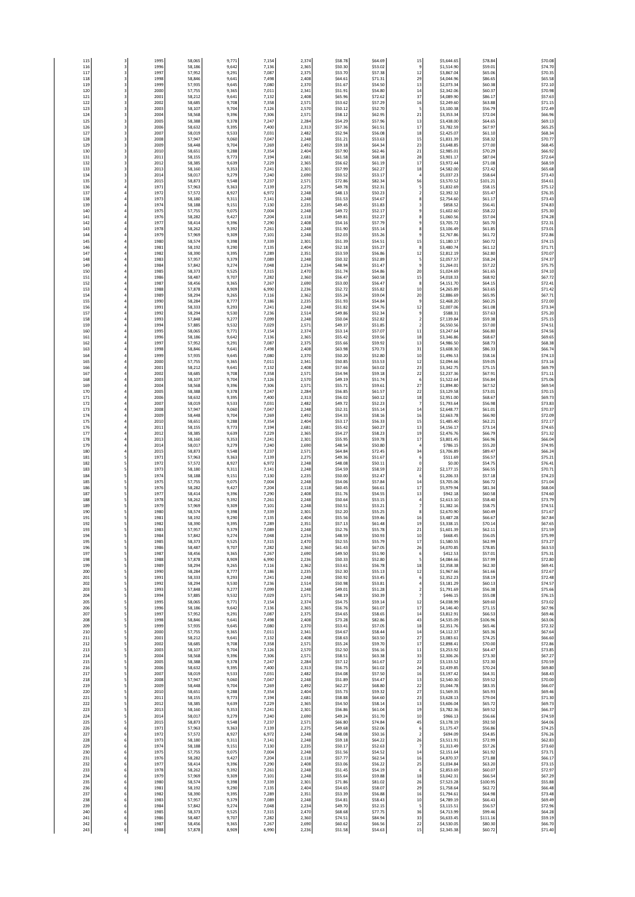| | | | | | | | | | | | | |
|---|---|---|---|---|---|---|---|---|---|---|---|---|
| 115 | 3 | 1995 | 58,065 | 9,771 | 7,154 | 2,374 | $58.78 | $64.69 | 15 | $5,644.65 | $78.84 | $70.08 |
| 116 | 3 | 1996 | 58,186 | 9,642 | 7,136 | 2,365 | $50.30 | $53.02 | 9 | $1,514.90 | $59.01 | $74.70 |
| 117 | 3 | 1997 | 57,952 | 9,291 | 7,087 | 2,375 | $53.70 | $57.38 | 12 | $3,867.04 | $65.06 | $70.35 |
| 118 | 3 | 1998 | 58,846 | 9,641 | 7,498 | 2,408 | $64.61 | $71.31 | 29 | $4,044.96 | $86.65 | $65.58 |
| 119 | 3 | 1999 | 57,935 | 9,645 | 7,080 | 2,370 | $51.67 | $54.50 | 13 | $2,073.34 | $60.38 | $72.10 |
| 120 | 3 | 2000 | 57,755 | 9,365 | 7,011 | 2,341 | $51.91 | $54.80 | 14 | $2,342.06 | $60.37 | $70.98 |
| 121 | 3 | 2001 | 58,212 | 9,641 | 7,132 | 2,408 | $65.96 | $72.62 | 37 | $4,089.90 | $86.17 | $57.63 |
| 122 | 3 | 2002 | 58,685 | 9,708 | 7,358 | 2,571 | $53.62 | $57.29 | 16 | $2,249.60 | $63.88 | $71.15 |
| 123 | 3 | 2003 | 58,107 | 9,704 | 7,126 | 2,570 | $50.12 | $52.70 | 5 | $3,100.38 | $56.79 | $72.49 |
| 124 | 3 | 2004 | 58,568 | 9,396 | 7,306 | 2,571 | $58.12 | $62.95 | 21 | $3,353.34 | $72.04 | $66.96 |
| 125 | 3 | 2005 | 58,388 | 9,378 | 7,247 | 2,284 | $54.29 | $57.96 | 13 | $3,438.00 | $64.65 | $69.13 |
| 126 | 3 | 2006 | 58,632 | 9,395 | 7,400 | 2,313 | $57.36 | $61.51 | 17 | $3,782.59 | $67.97 | $65.25 |
| 127 | 3 | 2007 | 58,019 | 9,533 | 7,031 | 2,482 | $52.94 | $56.08 | 18 | $2,425.07 | $61.10 | $68.34 |
| 128 | 3 | 2008 | 57,947 | 9,060 | 7,047 | 2,248 | $51.21 | $53.63 | 15 | $1,831.39 | $58.32 | $70.77 |
| 129 | 3 | 2009 | 58,448 | 9,704 | 7,269 | 2,492 | $59.18 | $64.34 | 23 | $3,648.85 | $77.00 | $68.45 |
| 130 | 3 | 2010 | 58,651 | 9,288 | 7,354 | 2,404 | $57.90 | $62.46 | 21 | $2,985.01 | $70.29 | $66.92 |
| 131 | 3 | 2011 | 58,155 | 9,773 | 7,194 | 2,681 | $61.58 | $68.18 | 28 | $3,901.17 | $87.04 | $72.64 |
| 132 | 3 | 2012 | 58,385 | 9,639 | 7,229 | 2,365 | $56.62 | $61.19 | 17 | $3,972.44 | $71.08 | $68.59 |
| 133 | 3 | 2013 | 58,160 | 9,353 | 7,241 | 2,301 | $57.99 | $62.27 | 18 | $4,582.00 | $72.42 | $65.68 |
| 134 | 3 | 2014 | 58,017 | 9,279 | 7,240 | 2,690 | $50.52 | $53.17 | 4 | $5,037.23 | $58.64 | $73.43 |
| 135 | 3 | 2015 | 58,873 | 9,548 | 7,237 | 2,571 | $72.86 | $82.34 | 56 | $3,570.52 | $101.21 | $54.61 |
| 136 | 4 | 1971 | 57,963 | 9,363 | 7,139 | 2,275 | $49.78 | $52.31 | 5 | $1,832.69 | $58.15 | $75.12 |
| 137 | 4 | 1972 | 57,572 | 8,927 | 6,972 | 2,248 | $48.13 | $50.23 | 2 | $2,392.32 | $55.47 | $76.35 |
| 138 | 4 | 1973 | 58,180 | 9,311 | 7,141 | 2,248 | $51.53 | $54.67 | 8 | $2,754.60 | $61.17 | $73.43 |
| 139 | 4 | 1974 | 58,188 | 9,151 | 7,130 | 2,235 | $49.45 | $51.83 | 3 | $858.52 | $56.41 | $74.83 |
| 140 | 4 | 1975 | 57,755 | 9,075 | 7,004 | 2,248 | $49.72 | $52.17 | 9 | $1,602.60 | $58.22 | $75.30 |
| 141 | 4 | 1976 | 58,282 | 9,427 | 7,204 | 2,118 | $49.81 | $52.27 | 8 | $1,060.56 | $57.04 | $74.28 |
| 142 | 4 | 1977 | 58,414 | 9,396 | 7,290 | 2,408 | $54.16 | $57.79 | 9 | $3,705.72 | $65.70 | $72.31 |
| 143 | 4 | 1978 | 58,262 | 9,392 | 7,261 | 2,248 | $51.90 | $55.14 | 8 | $3,106.49 | $61.85 | $73.01 |
| 144 | 4 | 1979 | 57,969 | 9,309 | 7,101 | 2,248 | $52.03 | $55.26 | 9 | $2,767.86 | $61.72 | $72.86 |
| 145 | 4 | 1980 | 58,574 | 9,398 | 7,339 | 2,301 | $51.39 | $54.51 | 15 | $1,180.17 | $60.72 | $74.15 |
| 146 | 4 | 1981 | 58,192 | 9,290 | 7,135 | 2,404 | $52.18 | $55.27 | 8 | $3,480.74 | $61.12 | $71.71 |
| 147 | 4 | 1982 | 58,390 | 9,395 | 7,289 | 2,351 | $53.59 | $56.86 | 12 | $2,812.19 | $62.80 | $70.07 |
| 148 | 4 | 1983 | 57,957 | 9,379 | 7,089 | 2,248 | $50.32 | $52.89 | 5 | $2,057.57 | $58.24 | $74.37 |
| 149 | 4 | 1984 | 57,842 | 9,274 | 7,048 | 2,234 | $48.94 | $51.47 | 9 | $1,264.01 | $57.22 | $75.75 |
| 150 | 4 | 1985 | 58,373 | 9,525 | 7,315 | 2,470 | $51.74 | $54.86 | 20 | $1,024.69 | $61.65 | $74.10 |
| 151 | 4 | 1986 | 58,487 | 9,707 | 7,282 | 2,360 | $56.47 | $60.58 | 15 | $4,018.33 | $68.92 | $67.72 |
| 152 | 4 | 1987 | 58,456 | 9,365 | 7,267 | 2,690 | $53.00 | $56.47 | 8 | $4,151.70 | $64.15 | $72.41 |
| 153 | 4 | 1988 | 57,878 | 8,909 | 6,990 | 2,236 | $52.72 | $55.82 | 10 | $4,265.89 | $63.65 | $71.42 |
| 154 | 4 | 1989 | 58,294 | 9,265 | 7,116 | 2,362 | $55.24 | $59.04 | 20 | $2,886.69 | $65.95 | $67.71 |
| 155 | 4 | 1990 | 58,284 | 8,777 | 7,186 | 2,235 | $51.93 | $54.84 | 9 | $2,468.20 | $60.25 | $72.00 |
| 156 | 4 | 1991 | 58,333 | 9,293 | 7,241 | 2,248 | $51.82 | $54.76 | 12 | $2,007.06 | $61.08 | $73.34 |
| 157 | 4 | 1992 | 58,294 | 9,530 | 7,236 | 2,514 | $49.86 | $52.34 | 9 | $588.31 | $57.63 | $75.20 |
| 158 | 4 | 1993 | 57,848 | 9,277 | 7,099 | 2,248 | $50.04 | $52.82 | 2 | $7,139.84 | $59.38 | $75.15 |
| 159 | 4 | 1994 | 57,885 | 9,532 | 7,029 | 2,571 | $49.37 | $51.85 | 2 | $6,550.56 | $57.00 | $74.51 |
| 160 | 4 | 1995 | 58,065 | 9,771 | 7,154 | 2,374 | $53.14 | $57.07 | 11 | $3,247.64 | $66.80 | $74.56 |
| 161 | 4 | 1996 | 58,186 | 9,642 | 7,136 | 2,365 | $55.42 | $59.56 | 18 | $3,346.86 | $68.67 | $69.65 |
| 162 | 4 | 1997 | 57,952 | 9,291 | 7,087 | 2,375 | $55.66 | $59.92 | 13 | $4,986.50 | $68.73 | $68.38 |
| 163 | 4 | 1998 | 58,846 | 9,641 | 7,498 | 2,408 | $63.98 | $70.73 | 31 | $3,608.30 | $86.33 | $66.74 |
| 164 | 4 | 1999 | 57,935 | 9,645 | 7,080 | 2,370 | $50.20 | $52.80 | 10 | $1,496.53 | $58.16 | $74.13 |
| 165 | 4 | 2000 | 57,755 | 9,365 | 7,011 | 2,341 | $50.85 | $53.53 | 12 | $2,094.66 | $59.05 | $73.16 |
| 166 | 4 | 2001 | 58,212 | 9,641 | 7,132 | 2,408 | $57.66 | $63.02 | 23 | $3,342.75 | $75.15 | $69.79 |
| 167 | 4 | 2002 | 58,685 | 9,708 | 7,358 | 2,571 | $54.94 | $59.18 | 22 | $2,237.36 | $67.91 | $71.11 |
| 168 | 4 | 2003 | 58,107 | 9,704 | 7,126 | 2,570 | $49.19 | $51.74 | 6 | $1,522.64 | $56.84 | $75.06 |
| 169 | 4 | 2004 | 58,568 | 9,396 | 7,306 | 2,571 | $55.71 | $59.61 | 27 | $1,894.80 | $67.52 | $69.54 |
| 170 | 4 | 2005 | 58,388 | 9,378 | 7,247 | 2,284 | $56.85 | $61.57 | 22 | $3,129.58 | $73.01 | $70.15 |
| 171 | 4 | 2006 | 58,632 | 9,395 | 7,400 | 2,313 | $56.02 | $60.12 | 18 | $2,951.00 | $68.67 | $69.73 |
| 172 | 4 | 2007 | 58,019 | 9,533 | 7,031 | 2,482 | $49.72 | $52.23 | 7 | $1,793.64 | $56.98 | $73.83 |
| 173 | 4 | 2008 | 57,947 | 9,060 | 7,047 | 2,248 | $52.31 | $55.14 | 14 | $2,648.77 | $61.01 | $70.37 |
| 174 | 4 | 2009 | 58,448 | 9,704 | 7,269 | 2,492 | $54.33 | $58.16 | 16 | $2,663.78 | $66.90 | $72.09 |
| 175 | 4 | 2010 | 58,651 | 9,288 | 7,354 | 2,404 | $53.17 | $56.33 | 15 | $1,485.40 | $62.21 | $72.17 |
| 176 | 4 | 2011 | 58,155 | 9,773 | 7,194 | 2,681 | $55.42 | $60.27 | 13 | $4,156.17 | $73.14 | $74.65 |
| 177 | 4 | 2012 | 58,385 | 9,639 | 7,229 | 2,365 | $54.27 | $58.23 | 19 | $2,476.76 | $66.79 | $71.32 |
| 178 | 4 | 2013 | 58,160 | 9,353 | 7,241 | 2,301 | $55.95 | $59.78 | 17 | $3,801.45 | $66.96 | $66.04 |
| 179 | 4 | 2014 | 58,017 | 9,279 | 7,240 | 2,690 | $48.54 | $50.80 | 4 | $786.15 | $55.20 | $74.95 |
| 180 | 4 | 2015 | 58,873 | 9,548 | 7,237 | 2,571 | $64.84 | $72.45 | 34 | $3,706.89 | $89.47 | $66.24 |
| 181 | 5 | 1971 | 57,963 | 9,363 | 7,139 | 2,275 | $49.36 | $51.67 | 6 | $511.69 | $56.57 | $75.21 |
| 182 | 5 | 1972 | 57,572 | 8,927 | 6,972 | 2,248 | $48.08 | $50.11 | 0 | $0.00 | $54.75 | $76.41 |
| 183 | 5 | 1973 | 58,180 | 9,311 | 7,141 | 2,248 | $54.59 | $58.59 | 22 | $2,177.15 | $66.55 | $70.71 |
| 184 | 5 | 1974 | 58,188 | 9,151 | 7,130 | 2,235 | $50.00 | $52.47 | 6 | $1,206.33 | $57.18 | $74.23 |
| 185 | 5 | 1975 | 57,755 | 9,075 | 7,004 | 2,248 | $54.06 | $57.84 | 14 | $3,705.06 | $66.72 | $71.04 |
| 186 | 5 | 1976 | 58,282 | 9,427 | 7,204 | 2,118 | $60.45 | $66.61 | 17 | $5,979.94 | $81.34 | $68.04 |
| 187 | 5 | 1977 | 58,414 | 9,396 | 7,290 | 2,408 | $51.76 | $54.55 | 13 | $942.18 | $60.58 | $74.60 |
| 188 | 5 | 1978 | 58,262 | 9,392 | 7,261 | 2,248 | $50.64 | $53.15 | 4 | $2,613.10 | $58.40 | $73.79 |
| 189 | 5 | 1979 | 57,969 | 9,309 | 7,101 | 2,248 | $50.51 | $53.21 | 7 | $1,382.16 | $58.75 | $74.51 |
| 190 | 5 | 1980 | 58,574 | 9,398 | 7,339 | 2,301 | $52.20 | $55.25 | 8 | $2,670.90 | $60.49 | $71.67 |
| 191 | 5 | 1981 | 58,192 | 9,290 | 7,135 | 2,404 | $55.56 | $59.46 | 16 | $3,487.28 | $66.57 | $67.84 |
| 192 | 5 | 1982 | 58,390 | 9,395 | 7,289 | 2,351 | $57.13 | $61.48 | 19 | $3,338.15 | $70.14 | $67.65 |
| 193 | 5 | 1983 | 57,957 | 9,379 | 7,089 | 2,248 | $52.76 | $55.78 | 21 | $1,601.39 | $62.11 | $71.59 |
| 194 | 5 | 1984 | 57,842 | 9,274 | 7,048 | 2,234 | $48.59 | $50.93 | 10 | $668.45 | $56.05 | $75.99 |
| 195 | 5 | 1985 | 58,373 | 9,525 | 7,315 | 2,470 | $52.55 | $55.79 | 17 | $1,580.55 | $62.99 | $73.27 |
| 196 | 5 | 1986 | 58,487 | 9,707 | 7,282 | 2,360 | $61.43 | $67.05 | 26 | $4,070.85 | $78.85 | $63.53 |
| 197 | 5 | 1987 | 58,456 | 9,365 | 7,267 | 2,690 | $49.50 | $51.90 | 6 | $412.53 | $57.01 | $75.31 |
| 198 | 5 | 1988 | 57,878 | 8,909 | 6,990 | 2,236 | $50.33 | $52.80 | 5 | $4,084.66 | $57.99 | $72.80 |
| 199 | 5 | 1989 | 58,294 | 9,265 | 7,116 | 2,362 | $53.61 | $56.78 | 18 | $2,358.38 | $62.30 | $69.41 |
| 200 | 5 | 1990 | 58,284 | 8,777 | 7,186 | 2,235 | $52.30 | $55.13 | 12 | $1,967.66 | $61.66 | $72.67 |
| 201 | 5 | 1991 | 58,333 | 9,293 | 7,241 | 2,248 | $50.92 | $53.45 | 6 | $2,352.23 | $58.19 | $72.48 |
| 202 | 5 | 1992 | 58,294 | 9,530 | 7,236 | 2,514 | $50.98 | $53.81 | 4 | $3,181.29 | $60.13 | $74.57 |
| 203 | 5 | 1993 | 57,848 | 9,277 | 7,099 | 2,248 | $49.01 | $51.28 | 2 | $1,791.69 | $56.38 | $75.66 |
| 204 | 5 | 1994 | 57,885 | 9,532 | 7,029 | 2,571 | $48.19 | $50.39 | 7 | $446.15 | $55.08 | $76.15 |
| 205 | 5 | 1995 | 58,065 | 9,771 | 7,154 | 2,374 | $54.75 | $59.14 | 12 | $4,038.99 | $69.60 | $73.02 |
| 206 | 5 | 1996 | 58,186 | 9,642 | 7,136 | 2,365 | $56.76 | $61.07 | 17 | $4,146.40 | $71.15 | $67.96 |
| 207 | 5 | 1997 | 57,952 | 9,291 | 7,087 | 2,375 | $54.65 | $58.65 | 14 | $3,812.91 | $66.53 | $69.46 |
| 208 | 5 | 1998 | 58,846 | 9,641 | 7,498 | 2,408 | $73.28 | $82.86 | 43 | $4,535.09 | $106.96 | $63.06 |
| 209 | 5 | 1999 | 57,935 | 9,645 | 7,080 | 2,370 | $53.41 | $57.05 | 18 | $2,351.76 | $65.46 | $72.32 |
| 210 | 5 | 2000 | 57,755 | 9,365 | 7,011 | 2,341 | $54.67 | $58.44 | 14 | $4,112.37 | $65.36 | $67.64 |
| 211 | 5 | 2001 | 58,212 | 9,641 | 7,132 | 2,408 | $58.63 | $63.50 | 27 | $3,083.61 | $74.25 | $66.60 |
| 212 | 5 | 2002 | 58,685 | 9,708 | 7,358 | 2,571 | $55.24 | $59.70 | 17 | $2,898.41 | $70.00 | $72.86 |
| 213 | 5 | 2003 | 58,107 | 9,704 | 7,126 | 2,570 | $52.50 | $56.16 | 11 | $3,253.92 | $64.47 | $73.85 |
| 214 | 5 | 2004 | 58,568 | 9,396 | 7,306 | 2,571 | $58.51 | $63.38 | 33 | $2,306.26 | $73.30 | $67.27 |
| 215 | 5 | 2005 | 58,388 | 9,378 | 7,247 | 2,284 | $57.12 | $61.67 | 22 | $3,133.52 | $72.30 | $70.59 |
| 216 | 5 | 2006 | 58,632 | 9,395 | 7,400 | 2,313 | $56.75 | $61.02 | 24 | $2,439.85 | $70.24 | $69.80 |
| 217 | 5 | 2007 | 58,019 | 9,533 | 7,031 | 2,482 | $54.08 | $57.50 | 16 | $3,197.42 | $64.31 | $68.43 |
| 218 | 5 | 2008 | 57,947 | 9,060 | 7,047 | 2,248 | $51.89 | $54.47 | 13 | $2,540.30 | $59.52 | $70.00 |
| 219 | 5 | 2009 | 58,448 | 9,704 | 7,269 | 2,492 | $62.27 | $68.80 | 22 | $5,044.78 | $83.35 | $66.07 |
| 220 | 5 | 2010 | 58,651 | 9,288 | 7,354 | 2,404 | $55.73 | $59.32 | 27 | $1,569.35 | $65.93 | $69.46 |
| 221 | 5 | 2011 | 58,155 | 9,773 | 7,194 | 2,681 | $58.88 | $64.60 | 23 | $3,628.13 | $79.04 | $71.30 |
| 222 | 5 | 2012 | 58,385 | 9,639 | 7,229 | 2,365 | $54.50 | $58.14 | 13 | $3,606.04 | $65.72 | $69.73 |
| 223 | 5 | 2013 | 58,160 | 9,353 | 7,241 | 2,301 | $56.86 | $61.04 | 19 | $3,782.36 | $69.52 | $66.37 |
| 224 | 5 | 2014 | 58,017 | 9,279 | 7,240 | 2,690 | $49.24 | $51.70 | 10 | $966.13 | $56.66 | $74.59 |
| 225 | 5 | 2015 | 58,873 | 9,548 | 7,237 | 2,571 | $66.80 | $74.84 | 45 | $3,178.19 | $92.50 | $64.06 |
| 226 | 6 | 1971 | 57,963 | 9,363 | 7,139 | 2,275 | $49.68 | $52.06 | 6 | $1,175.47 | $56.86 | $74.25 |
| 227 | 6 | 1972 | 57,572 | 8,927 | 6,972 | 2,248 | $48.08 | $50.16 | 2 | $694.09 | $54.85 | $76.26 |
| 228 | 6 | 1973 | 58,180 | 9,311 | 7,141 | 2,248 | $59.18 | $64.22 | 26 | $3,511.91 | $72.99 | $62.83 |
| 229 | 6 | 1974 | 58,188 | 9,151 | 7,130 | 2,235 | $50.17 | $52.63 | 7 | $1,313.49 | $57.26 | $73.60 |
| 230 | 6 | 1975 | 57,755 | 9,075 | 7,004 | 2,248 | $51.56 | $54.52 | 14 | $2,151.64 | $61.92 | $73.71 |
| 231 | 6 | 1976 | 58,282 | 9,427 | 7,204 | 2,118 | $57.77 | $62.54 | 16 | $4,870.37 | $71.88 | $66.17 |
| 232 | 6 | 1977 | 58,414 | 9,396 | 7,290 | 2,408 | $53.06 | $56.22 | 25 | $1,034.84 | $63.20 | $73.15 |
| 233 | 6 | 1978 | 58,262 | 9,392 | 7,261 | 2,248 | $51.45 | $54.19 | 6 | $2,853.69 | $60.07 | $72.97 |
| 234 | 6 | 1979 | 57,969 | 9,309 | 7,101 | 2,248 | $55.64 | $59.88 | 18 | $3,042.31 | $66.54 | $67.29 |
| 235 | 6 | 1980 | 58,574 | 9,398 | 7,339 | 2,301 | $71.86 | $81.02 | 26 | $7,523.28 | $100.95 | $55.88 |
| 236 | 6 | 1981 | 58,192 | 9,290 | 7,135 | 2,404 | $54.65 | $58.07 | 29 | $1,758.64 | $62.72 | $66.48 |
| 237 | 6 | 1982 | 58,390 | 9,395 | 7,289 | 2,351 | $53.39 | $56.88 | 16 | $1,794.61 | $64.98 | $73.48 |
| 238 | 6 | 1983 | 57,957 | 9,379 | 7,089 | 2,248 | $54.81 | $58.43 | 10 | $4,789.19 | $66.43 | $69.49 |
| 239 | 6 | 1984 | 57,842 | 9,274 | 7,048 | 2,234 | $49.70 | $52.15 | 5 | $3,115.51 | $56.57 | $72.96 |
| 240 | 6 | 1985 | 58,373 | 9,525 | 7,315 | 2,470 | $68.68 | $77.75 | 36 | $4,713.99 | $99.46 | $64.28 |
| 241 | 6 | 1986 | 58,487 | 9,707 | 7,282 | 2,360 | $74.51 | $84.94 | 33 | $6,633.45 | $111.16 | $59.19 |
| 242 | 6 | 1987 | 58,456 | 9,365 | 7,267 | 2,690 | $60.62 | $66.56 | 22 | $4,530.05 | $80.30 | $66.70 |
| 243 | 6 | 1988 | 57,878 | 8,909 | 6,990 | 2,236 | $51.58 | $54.63 | 15 | $2,345.38 | $60.72 | $71.40 |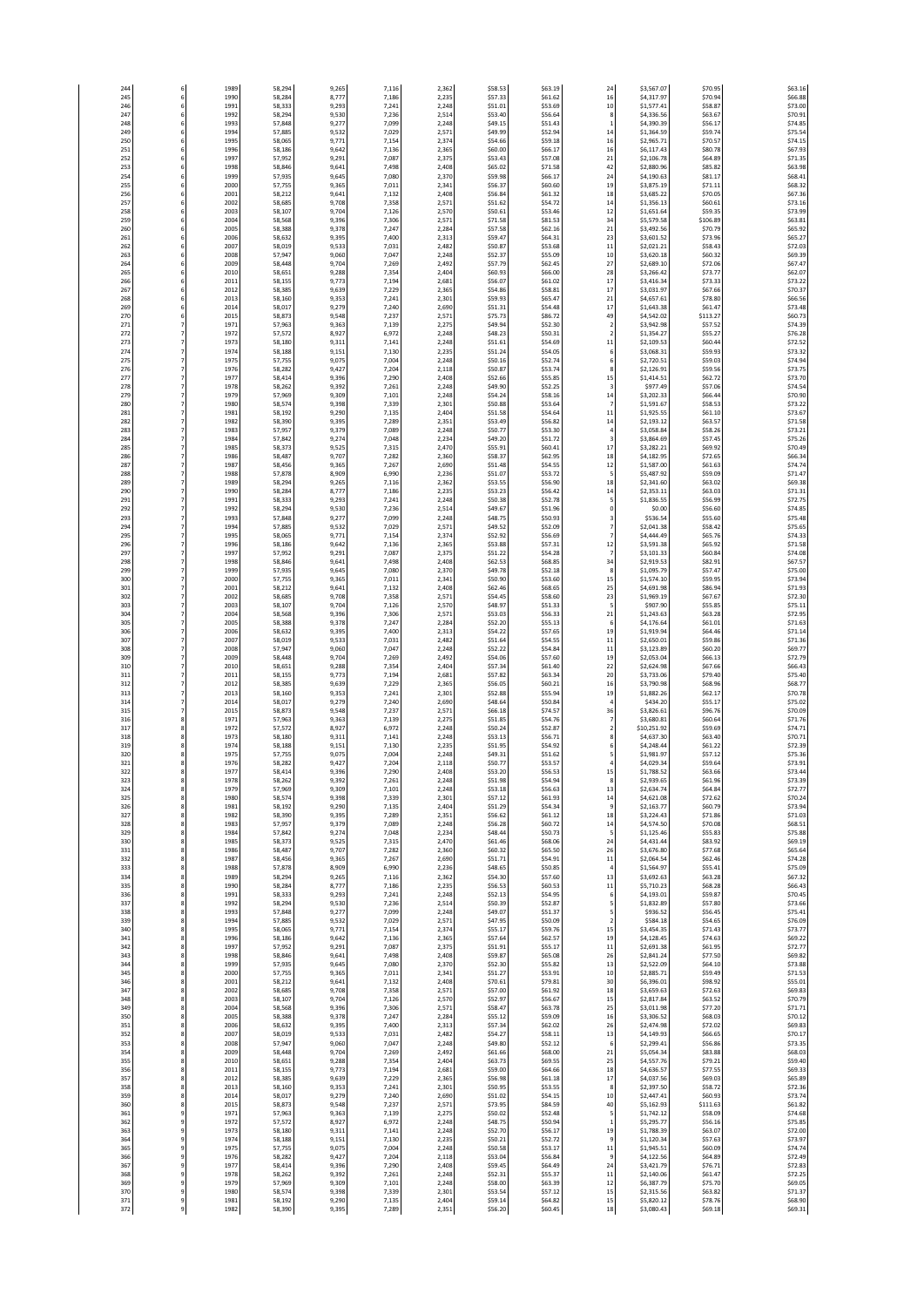| | | | | | | | | | | | |
|---|---|---|---|---|---|---|---|---|---|---|---|
| 244 | 6 | 1989 | 58,294 | 9,265 | 7,116 | 2,362 | $58.53 | $63.19 | 24 | $3,567.07 | $70.95 | $63.16 |
| 245 | 6 | 1990 | 58,284 | 8,777 | 7,186 | 2,235 | $57.33 | $61.62 | 16 | $4,317.97 | $70.94 | $66.88 |
| 246 | 6 | 1991 | 58,333 | 9,293 | 7,241 | 2,248 | $51.01 | $53.69 | 10 | $1,577.41 | $58.87 | $73.00 |
| 247 | 6 | 1992 | 58,294 | 9,530 | 7,236 | 2,514 | $53.40 | $56.64 | 8 | $4,336.56 | $63.67 | $70.91 |
| 248 | 6 | 1993 | 57,848 | 9,277 | 7,099 | 2,248 | $49.15 | $51.43 | 1 | $4,390.39 | $56.17 | $74.85 |
| 249 | 6 | 1994 | 57,885 | 9,532 | 7,029 | 2,571 | $49.99 | $52.94 | 14 | $1,364.59 | $59.74 | $75.54 |
| 250 | 6 | 1995 | 58,065 | 9,771 | 7,154 | 2,374 | $54.66 | $59.18 | 16 | $2,965.71 | $70.57 | $74.15 |
| 251 | 6 | 1996 | 58,186 | 9,642 | 7,136 | 2,365 | $60.00 | $66.17 | 16 | $6,117.43 | $80.78 | $67.93 |
| 252 | 6 | 1997 | 57,952 | 9,291 | 7,087 | 2,375 | $53.43 | $57.08 | 21 | $2,106.78 | $64.89 | $71.35 |
| 253 | 6 | 1998 | 58,846 | 9,641 | 7,498 | 2,408 | $65.02 | $71.58 | 42 | $2,880.96 | $85.82 | $63.98 |
| 254 | 6 | 1999 | 57,935 | 9,645 | 7,080 | 2,370 | $59.98 | $66.17 | 24 | $4,190.63 | $81.17 | $68.41 |
| 255 | 6 | 2000 | 57,755 | 9,365 | 7,011 | 2,341 | $56.37 | $60.60 | 19 | $3,875.19 | $71.11 | $68.32 |
| 256 | 6 | 2001 | 58,212 | 9,641 | 7,132 | 2,408 | $56.84 | $61.32 | 18 | $3,685.22 | $70.05 | $67.36 |
| 257 | 6 | 2002 | 58,685 | 9,708 | 7,358 | 2,571 | $51.62 | $54.72 | 14 | $1,356.13 | $60.61 | $73.16 |
| 258 | 6 | 2003 | 58,107 | 9,704 | 7,126 | 2,570 | $50.61 | $53.46 | 12 | $1,651.64 | $59.35 | $73.99 |
| 259 | 6 | 2004 | 58,568 | 9,396 | 7,306 | 2,571 | $71.58 | $81.53 | 34 | $5,579.58 | $106.89 | $63.81 |
| 260 | 6 | 2005 | 58,388 | 9,378 | 7,247 | 2,284 | $57.58 | $62.16 | 21 | $3,492.56 | $70.79 | $65.92 |
| 261 | 6 | 2006 | 58,632 | 9,395 | 7,400 | 2,313 | $59.47 | $64.31 | 23 | $3,601.52 | $73.96 | $65.27 |
| 262 | 6 | 2007 | 58,019 | 9,533 | 7,031 | 2,482 | $50.87 | $53.68 | 11 | $2,021.21 | $58.43 | $72.03 |
| 263 | 6 | 2008 | 57,947 | 9,060 | 7,047 | 2,248 | $52.37 | $55.09 | 10 | $3,620.18 | $60.32 | $69.39 |
| 264 | 6 | 2009 | 58,448 | 9,704 | 7,269 | 2,492 | $57.79 | $62.45 | 27 | $2,689.10 | $72.06 | $67.47 |
| 265 | 6 | 2010 | 58,651 | 9,288 | 7,354 | 2,404 | $60.93 | $66.00 | 28 | $3,266.42 | $73.77 | $62.07 |
| 266 | 6 | 2011 | 58,155 | 9,773 | 7,194 | 2,681 | $56.07 | $61.02 | 17 | $3,416.34 | $73.33 | $73.22 |
| 267 | 6 | 2012 | 58,385 | 9,639 | 7,229 | 2,365 | $54.86 | $58.81 | 17 | $3,031.97 | $67.66 | $70.37 |
| 268 | 6 | 2013 | 58,160 | 9,353 | 7,241 | 2,301 | $59.93 | $65.47 | 21 | $4,657.61 | $78.80 | $66.56 |
| 269 | 6 | 2014 | 58,017 | 9,279 | 7,240 | 2,690 | $51.31 | $54.48 | 17 | $1,643.38 | $61.47 | $73.48 |
| 270 | 6 | 2015 | 58,873 | 9,548 | 7,237 | 2,571 | $75.73 | $86.72 | 49 | $4,542.02 | $113.27 | $60.73 |
| 271 | 7 | 1971 | 57,963 | 9,363 | 7,139 | 2,275 | $49.94 | $52.30 | 2 | $3,942.98 | $57.52 | $74.39 |
| 272 | 7 | 1972 | 57,572 | 8,927 | 6,972 | 2,248 | $48.23 | $50.31 | 2 | $1,354.27 | $55.27 | $76.28 |
| 273 | 7 | 1973 | 58,180 | 9,311 | 7,141 | 2,248 | $51.61 | $54.69 | 11 | $2,109.53 | $60.44 | $72.52 |
| 274 | 7 | 1974 | 58,188 | 9,151 | 7,130 | 2,235 | $51.24 | $54.05 | 6 | $3,068.31 | $59.93 | $73.32 |
| 275 | 7 | 1975 | 57,755 | 9,075 | 7,004 | 2,248 | $50.16 | $52.74 | 6 | $2,720.51 | $59.03 | $74.94 |
| 276 | 7 | 1976 | 58,282 | 9,427 | 7,204 | 2,118 | $50.87 | $53.74 | 8 | $2,126.91 | $59.56 | $73.75 |
| 277 | 7 | 1977 | 58,414 | 9,396 | 7,290 | 2,408 | $52.66 | $55.85 | 15 | $1,414.51 | $62.72 | $73.70 |
| 278 | 7 | 1978 | 58,262 | 9,392 | 7,261 | 2,248 | $49.90 | $52.25 | 3 | $977.49 | $57.06 | $74.54 |
| 279 | 7 | 1979 | 57,969 | 9,309 | 7,101 | 2,248 | $54.24 | $58.16 | 14 | $3,202.33 | $66.44 | $70.90 |
| 280 | 7 | 1980 | 58,574 | 9,398 | 7,339 | 2,301 | $50.88 | $53.64 | 7 | $1,591.67 | $58.53 | $73.22 |
| 281 | 7 | 1981 | 58,192 | 9,290 | 7,135 | 2,404 | $51.58 | $54.64 | 11 | $1,925.55 | $61.10 | $73.67 |
| 282 | 7 | 1982 | 58,390 | 9,395 | 7,289 | 2,351 | $53.49 | $56.82 | 14 | $2,193.12 | $63.57 | $71.58 |
| 283 | 7 | 1983 | 57,957 | 9,379 | 7,089 | 2,248 | $50.77 | $53.30 | 4 | $3,058.84 | $58.26 | $73.21 |
| 284 | 7 | 1984 | 57,842 | 9,274 | 7,048 | 2,234 | $49.20 | $51.72 | 3 | $3,864.69 | $57.45 | $75.26 |
| 285 | 7 | 1985 | 58,373 | 9,525 | 7,315 | 2,470 | $55.91 | $60.41 | 17 | $3,282.21 | $69.92 | $70.49 |
| 286 | 7 | 1986 | 58,487 | 9,707 | 7,282 | 2,360 | $58.37 | $62.95 | 18 | $4,182.95 | $72.65 | $66.34 |
| 287 | 7 | 1987 | 58,456 | 9,365 | 7,267 | 2,690 | $51.48 | $54.55 | 12 | $1,587.00 | $61.63 | $74.74 |
| 288 | 7 | 1988 | 57,878 | 8,909 | 6,990 | 2,236 | $51.07 | $53.72 | 5 | $5,487.92 | $59.09 | $71.47 |
| 289 | 7 | 1989 | 58,294 | 9,265 | 7,116 | 2,362 | $53.55 | $56.90 | 18 | $2,341.60 | $63.02 | $69.38 |
| 290 | 7 | 1990 | 58,284 | 8,777 | 7,186 | 2,235 | $53.23 | $56.42 | 14 | $2,353.11 | $63.03 | $71.31 |
| 291 | 7 | 1991 | 58,333 | 9,293 | 7,241 | 2,248 | $50.38 | $52.78 | 5 | $1,836.55 | $56.99 | $72.75 |
| 292 | 7 | 1992 | 58,294 | 9,530 | 7,236 | 2,514 | $49.67 | $51.96 | 0 | $0.00 | $56.60 | $74.85 |
| 293 | 7 | 1993 | 57,848 | 9,277 | 7,099 | 2,248 | $48.75 | $50.93 | 3 | $536.54 | $55.60 | $75.48 |
| 294 | 7 | 1994 | 57,885 | 9,532 | 7,029 | 2,571 | $49.52 | $52.09 | 7 | $2,041.38 | $58.42 | $75.65 |
| 295 | 7 | 1995 | 58,065 | 9,771 | 7,154 | 2,374 | $52.92 | $56.69 | 7 | $4,444.49 | $65.76 | $74.33 |
| 296 | 7 | 1996 | 58,186 | 9,642 | 7,136 | 2,365 | $53.88 | $57.31 | 12 | $3,591.38 | $65.92 | $71.58 |
| 297 | 7 | 1997 | 57,952 | 9,291 | 7,087 | 2,375 | $51.22 | $54.28 | 7 | $3,101.33 | $60.84 | $74.08 |
| 298 | 7 | 1998 | 58,846 | 9,641 | 7,498 | 2,408 | $62.53 | $68.85 | 34 | $2,919.53 | $82.91 | $67.57 |
| 299 | 7 | 1999 | 57,935 | 9,645 | 7,080 | 2,370 | $49.78 | $52.18 | 8 | $1,095.79 | $57.47 | $75.00 |
| 300 | 7 | 2000 | 57,755 | 9,365 | 7,011 | 2,341 | $50.90 | $53.60 | 15 | $1,574.10 | $59.95 | $73.94 |
| 301 | 7 | 2001 | 58,212 | 9,641 | 7,132 | 2,408 | $62.46 | $68.65 | 25 | $4,691.98 | $86.94 | $71.93 |
| 302 | 7 | 2002 | 58,685 | 9,708 | 7,358 | 2,571 | $54.45 | $58.60 | 23 | $1,969.19 | $67.67 | $72.30 |
| 303 | 7 | 2003 | 58,107 | 9,704 | 7,126 | 2,570 | $48.97 | $51.33 | 5 | $907.90 | $55.85 | $75.11 |
| 304 | 7 | 2004 | 58,568 | 9,396 | 7,306 | 2,571 | $53.03 | $56.33 | 21 | $1,243.63 | $63.28 | $72.95 |
| 305 | 7 | 2005 | 58,388 | 9,378 | 7,247 | 2,284 | $52.20 | $55.13 | 6 | $4,176.64 | $61.01 | $71.63 |
| 306 | 7 | 2006 | 58,632 | 9,395 | 7,400 | 2,313 | $54.22 | $57.65 | 19 | $1,919.94 | $64.46 | $71.14 |
| 307 | 7 | 2007 | 58,019 | 9,533 | 7,031 | 2,482 | $51.64 | $54.55 | 11 | $2,650.01 | $59.86 | $71.36 |
| 308 | 7 | 2008 | 57,947 | 9,060 | 7,047 | 2,248 | $52.22 | $54.84 | 11 | $3,123.89 | $60.20 | $69.77 |
| 309 | 7 | 2009 | 58,448 | 9,704 | 7,269 | 2,492 | $54.06 | $57.60 | 19 | $2,053.04 | $66.13 | $72.79 |
| 310 | 7 | 2010 | 58,651 | 9,288 | 7,354 | 2,404 | $57.34 | $61.40 | 22 | $2,624.98 | $67.66 | $66.43 |
| 311 | 7 | 2011 | 58,155 | 9,773 | 7,194 | 2,681 | $57.82 | $63.34 | 20 | $3,733.06 | $79.40 | $75.40 |
| 312 | 7 | 2012 | 58,385 | 9,639 | 7,229 | 2,365 | $56.05 | $60.21 | 16 | $3,790.98 | $68.96 | $68.77 |
| 313 | 7 | 2013 | 58,160 | 9,353 | 7,241 | 2,301 | $52.88 | $55.94 | 19 | $1,882.26 | $62.17 | $70.78 |
| 314 | 7 | 2014 | 58,017 | 9,279 | 7,240 | 2,690 | $48.64 | $50.84 | 4 | $434.20 | $55.17 | $75.02 |
| 315 | 7 | 2015 | 58,873 | 9,548 | 7,237 | 2,571 | $66.18 | $74.57 | 36 | $3,826.61 | $96.76 | $70.09 |
| 316 | 8 | 1971 | 57,963 | 9,363 | 7,139 | 2,275 | $51.85 | $54.76 | 7 | $3,680.81 | $60.64 | $71.76 |
| 317 | 8 | 1972 | 57,572 | 8,927 | 6,972 | 2,248 | $50.24 | $52.87 | 2 | $10,251.92 | $59.69 | $74.71 |
| 318 | 8 | 1973 | 58,180 | 9,311 | 7,141 | 2,248 | $53.13 | $56.71 | 8 | $4,637.30 | $63.40 | $70.71 |
| 319 | 8 | 1974 | 58,188 | 9,151 | 7,130 | 2,235 | $51.95 | $54.92 | 6 | $4,248.44 | $61.22 | $72.39 |
| 320 | 8 | 1975 | 57,755 | 9,075 | 7,004 | 2,248 | $49.31 | $51.62 | 5 | $1,981.97 | $57.12 | $75.36 |
| 321 | 8 | 1976 | 58,282 | 9,427 | 7,204 | 2,118 | $50.77 | $53.57 | 4 | $4,029.34 | $59.64 | $73.91 |
| 322 | 8 | 1977 | 58,414 | 9,396 | 7,290 | 2,408 | $53.20 | $56.53 | 15 | $1,788.52 | $63.66 | $73.44 |
| 323 | 8 | 1978 | 58,262 | 9,392 | 7,261 | 2,248 | $51.98 | $54.94 | 8 | $2,939.65 | $61.96 | $73.39 |
| 324 | 8 | 1979 | 57,969 | 9,309 | 7,101 | 2,248 | $53.18 | $56.63 | 13 | $2,634.74 | $64.84 | $72.77 |
| 325 | 8 | 1980 | 58,574 | 9,398 | 7,339 | 2,301 | $57.12 | $61.93 | 14 | $4,621.08 | $72.62 | $70.24 |
| 326 | 8 | 1981 | 58,192 | 9,290 | 7,135 | 2,404 | $51.29 | $54.34 | 9 | $2,163.77 | $60.79 | $73.94 |
| 327 | 8 | 1982 | 58,390 | 9,395 | 7,289 | 2,351 | $56.62 | $61.12 | 18 | $3,224.43 | $71.86 | $71.03 |
| 328 | 8 | 1983 | 57,957 | 9,379 | 7,089 | 2,248 | $56.28 | $60.72 | 14 | $4,574.50 | $70.08 | $68.51 |
| 329 | 8 | 1984 | 57,842 | 9,274 | 7,048 | 2,234 | $48.44 | $50.73 | 5 | $1,125.46 | $55.83 | $75.88 |
| 330 | 8 | 1985 | 58,373 | 9,525 | 7,315 | 2,470 | $61.46 | $68.06 | 24 | $4,431.44 | $83.92 | $69.19 |
| 331 | 8 | 1986 | 58,487 | 9,707 | 7,282 | 2,360 | $60.32 | $65.50 | 26 | $3,676.80 | $77.68 | $65.64 |
| 332 | 8 | 1987 | 58,456 | 9,365 | 7,267 | 2,690 | $51.71 | $54.91 | 11 | $2,064.54 | $62.46 | $74.28 |
| 333 | 8 | 1988 | 57,878 | 8,909 | 6,990 | 2,236 | $48.65 | $50.85 | 4 | $1,564.97 | $55.41 | $75.09 |
| 334 | 8 | 1989 | 58,294 | 9,265 | 7,116 | 2,362 | $54.30 | $57.60 | 13 | $3,692.63 | $63.28 | $67.32 |
| 335 | 8 | 1990 | 58,284 | 8,777 | 7,186 | 2,235 | $56.53 | $60.53 | 11 | $5,710.23 | $68.28 | $66.43 |
| 336 | 8 | 1991 | 58,333 | 9,293 | 7,241 | 2,248 | $52.13 | $54.95 | 6 | $4,193.01 | $59.87 | $70.45 |
| 337 | 8 | 1992 | 58,294 | 9,530 | 7,236 | 2,514 | $50.39 | $52.87 | 5 | $1,832.89 | $57.80 | $73.66 |
| 338 | 8 | 1993 | 57,848 | 9,277 | 7,099 | 2,248 | $49.07 | $51.37 | 5 | $936.52 | $56.45 | $75.41 |
| 339 | 8 | 1994 | 57,885 | 9,532 | 7,029 | 2,571 | $47.95 | $50.09 | 2 | $584.18 | $54.65 | $76.09 |
| 340 | 8 | 1995 | 58,065 | 9,771 | 7,154 | 2,374 | $55.17 | $59.76 | 15 | $3,454.35 | $71.43 | $73.77 |
| 341 | 8 | 1996 | 58,186 | 9,642 | 7,136 | 2,365 | $57.64 | $62.57 | 19 | $4,128.45 | $74.63 | $69.22 |
| 342 | 8 | 1997 | 57,952 | 9,291 | 7,087 | 2,375 | $51.91 | $55.17 | 11 | $2,691.38 | $61.95 | $72.77 |
| 343 | 8 | 1998 | 58,846 | 9,641 | 7,498 | 2,408 | $59.87 | $65.08 | 26 | $2,841.24 | $77.50 | $69.82 |
| 344 | 8 | 1999 | 57,935 | 9,645 | 7,080 | 2,370 | $52.30 | $55.82 | 13 | $2,522.09 | $64.10 | $73.88 |
| 345 | 8 | 2000 | 57,755 | 9,365 | 7,011 | 2,341 | $51.27 | $53.91 | 10 | $2,885.71 | $59.49 | $71.53 |
| 346 | 8 | 2001 | 58,212 | 9,641 | 7,132 | 2,408 | $70.61 | $79.81 | 30 | $6,396.01 | $98.92 | $55.01 |
| 347 | 8 | 2002 | 58,685 | 9,708 | 7,358 | 2,571 | $57.00 | $61.92 | 18 | $3,659.63 | $72.63 | $69.83 |
| 348 | 8 | 2003 | 58,107 | 9,704 | 7,126 | 2,570 | $52.97 | $56.67 | 15 | $2,817.84 | $63.52 | $70.79 |
| 349 | 8 | 2004 | 58,568 | 9,396 | 7,306 | 2,571 | $58.47 | $63.78 | 25 | $3,011.98 | $77.20 | $71.71 |
| 350 | 8 | 2005 | 58,388 | 9,378 | 7,247 | 2,284 | $55.12 | $59.09 | 16 | $3,306.52 | $68.03 | $70.12 |
| 351 | 8 | 2006 | 58,632 | 9,395 | 7,400 | 2,313 | $57.34 | $62.02 | 26 | $2,474.98 | $72.02 | $69.83 |
| 352 | 8 | 2007 | 58,019 | 9,533 | 7,031 | 2,482 | $54.27 | $58.11 | 13 | $4,149.93 | $66.65 | $70.17 |
| 353 | 8 | 2008 | 57,947 | 9,060 | 7,047 | 2,248 | $49.80 | $52.12 | 6 | $2,299.41 | $56.86 | $73.35 |
| 354 | 8 | 2009 | 58,448 | 9,704 | 7,269 | 2,492 | $61.66 | $68.00 | 21 | $5,054.34 | $83.88 | $68.03 |
| 355 | 8 | 2010 | 58,651 | 9,288 | 7,354 | 2,404 | $63.73 | $69.55 | 25 | $4,557.76 | $79.21 | $59.40 |
| 356 | 8 | 2011 | 58,155 | 9,773 | 7,194 | 2,681 | $59.00 | $64.66 | 18 | $4,636.57 | $77.55 | $69.33 |
| 357 | 8 | 2012 | 58,385 | 9,639 | 7,229 | 2,365 | $56.98 | $61.18 | 17 | $4,037.56 | $69.03 | $65.89 |
| 358 | 8 | 2013 | 58,160 | 9,353 | 7,241 | 2,301 | $50.95 | $53.55 | 8 | $2,397.50 | $58.72 | $72.36 |
| 359 | 8 | 2014 | 58,017 | 9,279 | 7,240 | 2,690 | $51.02 | $54.15 | 10 | $2,447.41 | $60.93 | $73.74 |
| 360 | 8 | 2015 | 58,873 | 9,548 | 7,237 | 2,571 | $73.95 | $84.59 | 40 | $5,162.93 | $111.63 | $61.82 |
| 361 | 9 | 1971 | 57,963 | 9,363 | 7,139 | 2,275 | $50.02 | $52.48 | 5 | $1,742.12 | $58.09 | $74.68 |
| 362 | 9 | 1972 | 57,572 | 8,927 | 6,972 | 2,248 | $48.75 | $50.94 | 1 | $5,295.77 | $56.16 | $75.85 |
| 363 | 9 | 1973 | 58,180 | 9,311 | 7,141 | 2,248 | $52.70 | $56.17 | 19 | $1,788.39 | $63.07 | $72.00 |
| 364 | 9 | 1974 | 58,188 | 9,151 | 7,130 | 2,235 | $50.21 | $52.72 | 9 | $1,120.34 | $57.63 | $73.97 |
| 365 | 9 | 1975 | 57,755 | 9,075 | 7,004 | 2,248 | $50.58 | $53.17 | 11 | $1,945.51 | $60.09 | $74.74 |
| 366 | 9 | 1976 | 58,282 | 9,427 | 7,204 | 2,118 | $53.04 | $56.84 | 9 | $4,122.56 | $64.89 | $72.49 |
| 367 | 9 | 1977 | 58,414 | 9,396 | 7,290 | 2,408 | $59.45 | $64.49 | 24 | $3,421.79 | $76.71 | $72.83 |
| 368 | 9 | 1978 | 58,262 | 9,392 | 7,261 | 2,248 | $52.31 | $55.37 | 11 | $2,140.06 | $61.47 | $72.25 |
| 369 | 9 | 1979 | 57,969 | 9,309 | 7,101 | 2,248 | $58.00 | $63.39 | 12 | $6,387.79 | $75.70 | $69.05 |
| 370 | 9 | 1980 | 58,574 | 9,398 | 7,339 | 2,301 | $53.54 | $57.12 | 15 | $2,315.56 | $63.82 | $71.37 |
| 371 | 9 | 1981 | 58,192 | 9,290 | 7,135 | 2,404 | $59.14 | $64.82 | 15 | $5,820.12 | $78.76 | $68.90 |
| 372 | 9 | 1982 | 58,390 | 9,395 | 7,289 | 2,351 | $56.20 | $60.45 | 18 | $3,080.43 | $69.18 | $69.31 |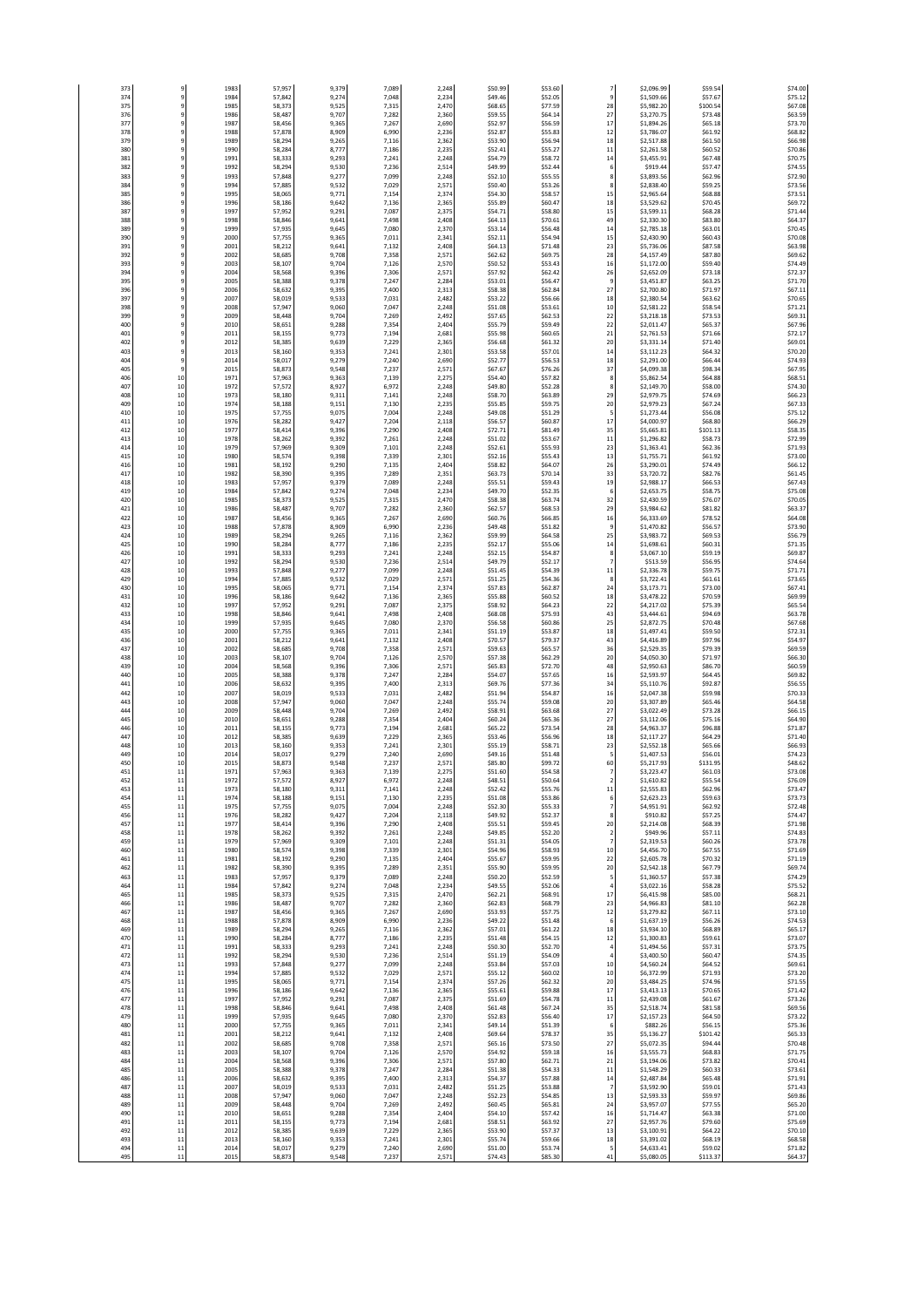| | | | | | | | | | | | | |
|---|---|---|---|---|---|---|---|---|---|---|---|---|
| 373 | 9 | 1983 | 57,957 | 9,379 | 7,089 | 2,248 | $50.99 | $53.60 | 7 | $2,096.99 | $59.54 | $74.00 |
| 374 | 9 | 1984 | 57,842 | 9,274 | 7,048 | 2,234 | $49.46 | $52.05 | 9 | $1,509.66 | $57.67 | $75.12 |
| 375 | 9 | 1985 | 58,373 | 9,525 | 7,315 | 2,470 | $68.65 | $77.59 | 28 | $5,982.20 | $100.54 | $67.08 |
| 376 | 9 | 1986 | 58,487 | 9,707 | 7,282 | 2,360 | $59.55 | $64.14 | 27 | $3,270.75 | $73.48 | $63.59 |
| 377 | 9 | 1987 | 58,456 | 9,365 | 7,267 | 2,690 | $52.97 | $56.59 | 17 | $1,894.26 | $65.18 | $73.70 |
| 378 | 9 | 1988 | 57,878 | 8,909 | 6,990 | 2,236 | $52.87 | $55.83 | 12 | $3,786.07 | $61.92 | $68.82 |
| 379 | 9 | 1989 | 58,294 | 9,265 | 7,116 | 2,362 | $53.90 | $56.94 | 18 | $2,517.88 | $61.50 | $66.98 |
| 380 | 9 | 1990 | 58,284 | 8,777 | 7,186 | 2,235 | $52.41 | $55.27 | 11 | $2,261.58 | $60.52 | $70.86 |
| 381 | 9 | 1991 | 58,333 | 9,293 | 7,241 | 2,248 | $54.79 | $58.72 | 14 | $3,455.91 | $67.48 | $70.75 |
| 382 | 9 | 1992 | 58,294 | 9,530 | 7,236 | 2,514 | $49.99 | $52.44 | 6 | $919.44 | $57.47 | $74.55 |
| 383 | 9 | 1993 | 57,848 | 9,277 | 7,099 | 2,248 | $52.10 | $55.55 | 8 | $3,893.56 | $62.96 | $72.90 |
| 384 | 9 | 1994 | 57,885 | 9,532 | 7,029 | 2,571 | $50.40 | $53.26 | 8 | $2,838.40 | $59.25 | $73.56 |
| 385 | 9 | 1995 | 58,065 | 9,771 | 7,154 | 2,374 | $54.30 | $58.57 | 15 | $2,965.64 | $68.88 | $73.51 |
| 386 | 9 | 1996 | 58,186 | 9,642 | 7,136 | 2,365 | $55.89 | $60.47 | 18 | $3,529.62 | $70.45 | $69.72 |
| 387 | 9 | 1997 | 57,952 | 9,291 | 7,087 | 2,375 | $54.71 | $58.80 | 15 | $3,599.11 | $68.28 | $71.44 |
| 388 | 9 | 1998 | 58,846 | 9,641 | 7,498 | 2,408 | $64.13 | $70.61 | 49 | $2,330.30 | $83.80 | $64.37 |
| 389 | 9 | 1999 | 57,935 | 9,645 | 7,080 | 2,370 | $53.14 | $56.48 | 14 | $2,785.18 | $63.01 | $70.45 |
| 390 | 9 | 2000 | 57,755 | 9,365 | 7,011 | 2,341 | $52.11 | $54.94 | 15 | $2,430.90 | $60.43 | $70.08 |
| 391 | 9 | 2001 | 58,212 | 9,641 | 7,132 | 2,408 | $64.13 | $71.48 | 23 | $5,736.06 | $87.58 | $63.98 |
| 392 | 9 | 2002 | 58,685 | 9,708 | 7,358 | 2,571 | $62.62 | $69.75 | 28 | $4,157.49 | $87.80 | $69.62 |
| 393 | 9 | 2003 | 58,107 | 9,704 | 7,126 | 2,570 | $50.52 | $53.43 | 16 | $1,172.00 | $59.40 | $74.49 |
| 394 | 9 | 2004 | 58,568 | 9,396 | 7,306 | 2,571 | $57.92 | $62.42 | 26 | $2,652.09 | $73.18 | $72.37 |
| 395 | 9 | 2005 | 58,388 | 9,378 | 7,247 | 2,284 | $53.01 | $56.47 | 9 | $3,451.87 | $63.25 | $71.70 |
| 396 | 9 | 2006 | 58,632 | 9,395 | 7,400 | 2,313 | $58.38 | $62.84 | 27 | $2,700.80 | $71.97 | $67.11 |
| 397 | 9 | 2007 | 58,019 | 9,533 | 7,031 | 2,482 | $53.22 | $56.66 | 18 | $2,380.54 | $63.62 | $70.65 |
| 398 | 9 | 2008 | 57,947 | 9,060 | 7,047 | 2,248 | $51.08 | $53.61 | 10 | $2,581.22 | $58.54 | $71.21 |
| 399 | 9 | 2009 | 58,448 | 9,704 | 7,269 | 2,492 | $57.65 | $62.53 | 22 | $3,218.18 | $73.53 | $69.31 |
| 400 | 9 | 2010 | 58,651 | 9,288 | 7,354 | 2,404 | $55.79 | $59.49 | 22 | $2,011.47 | $65.37 | $67.96 |
| 401 | 9 | 2011 | 58,155 | 9,773 | 7,194 | 2,681 | $55.98 | $60.65 | 21 | $2,761.53 | $71.66 | $72.17 |
| 402 | 9 | 2012 | 58,385 | 9,639 | 7,229 | 2,365 | $56.68 | $61.32 | 20 | $3,331.14 | $71.40 | $69.01 |
| 403 | 9 | 2013 | 58,160 | 9,353 | 7,241 | 2,301 | $53.58 | $57.01 | 14 | $3,112.23 | $64.32 | $70.20 |
| 404 | 9 | 2014 | 58,017 | 9,279 | 7,240 | 2,690 | $52.77 | $56.53 | 18 | $2,291.00 | $66.44 | $74.93 |
| 405 | 9 | 2015 | 58,873 | 9,548 | 7,237 | 2,571 | $67.67 | $76.26 | 37 | $4,099.38 | $98.34 | $67.95 |
| 406 | 10 | 1971 | 57,963 | 9,363 | 7,139 | 2,275 | $54.40 | $57.82 | 8 | $5,862.54 | $64.88 | $68.51 |
| 407 | 10 | 1972 | 57,572 | 8,927 | 6,972 | 2,248 | $49.80 | $52.28 | 8 | $2,149.70 | $58.00 | $74.30 |
| 408 | 10 | 1973 | 58,180 | 9,311 | 7,141 | 2,248 | $58.70 | $63.89 | 29 | $2,979.75 | $74.69 | $66.23 |
| 409 | 10 | 1974 | 58,188 | 9,151 | 7,130 | 2,235 | $55.85 | $59.75 | 20 | $2,979.23 | $67.24 | $67.33 |
| 410 | 10 | 1975 | 57,755 | 9,075 | 7,004 | 2,248 | $49.08 | $51.29 | 5 | $1,273.44 | $56.08 | $75.12 |
| 411 | 10 | 1976 | 58,282 | 9,427 | 7,204 | 2,118 | $56.57 | $60.87 | 17 | $4,000.97 | $68.80 | $66.29 |
| 412 | 10 | 1977 | 58,414 | 9,396 | 7,290 | 2,408 | $72.71 | $81.49 | 35 | $5,665.81 | $101.13 | $58.35 |
| 413 | 10 | 1978 | 58,262 | 9,392 | 7,261 | 2,248 | $51.02 | $53.67 | 11 | $1,296.82 | $58.73 | $72.99 |
| 414 | 10 | 1979 | 57,969 | 9,309 | 7,101 | 2,248 | $52.61 | $55.93 | 23 | $1,363.41 | $62.36 | $71.93 |
| 415 | 10 | 1980 | 58,574 | 9,398 | 7,339 | 2,301 | $52.16 | $55.43 | 13 | $1,755.71 | $61.92 | $73.00 |
| 416 | 10 | 1981 | 58,192 | 9,290 | 7,135 | 2,404 | $58.82 | $64.07 | 26 | $3,290.01 | $74.49 | $66.12 |
| 417 | 10 | 1982 | 58,390 | 9,395 | 7,289 | 2,351 | $63.73 | $70.14 | 33 | $3,720.72 | $82.76 | $61.45 |
| 418 | 10 | 1983 | 57,957 | 9,379 | 7,089 | 2,248 | $55.51 | $59.43 | 19 | $2,988.17 | $66.53 | $67.43 |
| 419 | 10 | 1984 | 57,842 | 9,274 | 7,048 | 2,234 | $49.70 | $52.35 | 6 | $2,653.75 | $58.75 | $75.08 |
| 420 | 10 | 1985 | 58,373 | 9,525 | 7,315 | 2,470 | $58.38 | $63.74 | 32 | $2,430.59 | $76.07 | $70.05 |
| 421 | 10 | 1986 | 58,487 | 9,707 | 7,282 | 2,360 | $62.57 | $68.53 | 29 | $3,984.62 | $81.82 | $63.37 |
| 422 | 10 | 1987 | 58,456 | 9,365 | 7,267 | 2,690 | $60.76 | $66.85 | 16 | $6,333.69 | $78.52 | $64.08 |
| 423 | 10 | 1988 | 57,878 | 8,909 | 6,990 | 2,236 | $49.48 | $51.82 | 9 | $1,470.82 | $56.57 | $73.90 |
| 424 | 10 | 1989 | 58,294 | 9,265 | 7,116 | 2,362 | $59.99 | $64.58 | 25 | $3,983.72 | $69.53 | $56.79 |
| 425 | 10 | 1990 | 58,284 | 8,777 | 7,186 | 2,235 | $52.17 | $55.06 | 14 | $1,698.61 | $60.31 | $71.35 |
| 426 | 10 | 1991 | 58,333 | 9,293 | 7,241 | 2,248 | $52.15 | $54.87 | 8 | $3,067.10 | $59.19 | $69.87 |
| 427 | 10 | 1992 | 58,294 | 9,530 | 7,236 | 2,514 | $49.79 | $52.17 | 7 | $513.59 | $56.95 | $74.64 |
| 428 | 10 | 1993 | 57,848 | 9,277 | 7,099 | 2,248 | $51.45 | $54.39 | 11 | $2,336.78 | $59.75 | $71.71 |
| 429 | 10 | 1994 | 57,885 | 9,532 | 7,029 | 2,571 | $51.25 | $54.36 | 8 | $3,722.41 | $61.61 | $73.65 |
| 430 | 10 | 1995 | 58,065 | 9,771 | 7,154 | 2,374 | $57.83 | $62.87 | 24 | $3,173.71 | $73.00 | $67.41 |
| 431 | 10 | 1996 | 58,186 | 9,642 | 7,136 | 2,365 | $55.88 | $60.52 | 18 | $3,478.22 | $70.59 | $69.99 |
| 432 | 10 | 1997 | 57,952 | 9,291 | 7,087 | 2,375 | $58.92 | $64.23 | 22 | $4,217.02 | $75.39 | $65.54 |
| 433 | 10 | 1998 | 58,846 | 9,641 | 7,498 | 2,408 | $68.08 | $75.93 | 43 | $3,444.61 | $94.69 | $63.78 |
| 434 | 10 | 1999 | 57,935 | 9,645 | 7,080 | 2,370 | $56.58 | $60.86 | 25 | $2,872.75 | $70.48 | $67.68 |
| 435 | 10 | 2000 | 57,755 | 9,365 | 7,011 | 2,341 | $51.19 | $53.87 | 18 | $1,497.41 | $59.50 | $72.31 |
| 436 | 10 | 2001 | 58,212 | 9,641 | 7,132 | 2,408 | $70.57 | $79.37 | 43 | $4,416.89 | $97.96 | $54.97 |
| 437 | 10 | 2002 | 58,685 | 9,708 | 7,358 | 2,571 | $59.63 | $65.57 | 36 | $2,529.35 | $79.39 | $69.59 |
| 438 | 10 | 2003 | 58,107 | 9,704 | 7,126 | 2,570 | $57.38 | $62.29 | 20 | $4,050.30 | $71.97 | $66.30 |
| 439 | 10 | 2004 | 58,568 | 9,396 | 7,306 | 2,571 | $65.83 | $72.70 | 48 | $2,950.63 | $86.70 | $60.59 |
| 440 | 10 | 2005 | 58,388 | 9,378 | 7,247 | 2,284 | $54.07 | $57.65 | 16 | $2,593.97 | $64.45 | $69.82 |
| 441 | 10 | 2006 | 58,632 | 9,395 | 7,400 | 2,313 | $69.76 | $77.36 | 34 | $5,110.76 | $92.87 | $56.55 |
| 442 | 10 | 2007 | 58,019 | 9,533 | 7,031 | 2,482 | $51.94 | $54.87 | 16 | $2,047.38 | $59.98 | $70.33 |
| 443 | 10 | 2008 | 57,947 | 9,060 | 7,047 | 2,248 | $55.74 | $59.08 | 20 | $3,307.89 | $65.46 | $64.58 |
| 444 | 10 | 2009 | 58,448 | 9,704 | 7,269 | 2,492 | $58.91 | $63.68 | 27 | $3,022.49 | $73.28 | $66.15 |
| 445 | 10 | 2010 | 58,651 | 9,288 | 7,354 | 2,404 | $60.24 | $65.36 | 27 | $3,112.06 | $75.16 | $64.90 |
| 446 | 10 | 2011 | 58,155 | 9,773 | 7,194 | 2,681 | $65.22 | $73.54 | 28 | $4,963.37 | $96.88 | $71.87 |
| 447 | 10 | 2012 | 58,385 | 9,639 | 7,229 | 2,365 | $53.46 | $56.96 | 18 | $2,117.27 | $64.29 | $71.40 |
| 448 | 10 | 2013 | 58,160 | 9,353 | 7,241 | 2,301 | $55.19 | $58.71 | 23 | $2,552.18 | $65.66 | $66.93 |
| 449 | 10 | 2014 | 58,017 | 9,279 | 7,240 | 2,690 | $49.16 | $51.48 | 5 | $1,407.53 | $56.01 | $74.23 |
| 450 | 10 | 2015 | 58,873 | 9,548 | 7,237 | 2,571 | $85.80 | $99.72 | 60 | $5,217.93 | $131.95 | $48.62 |
| 451 | 11 | 1971 | 57,963 | 9,363 | 7,139 | 2,275 | $51.60 | $54.58 | 7 | $3,223.47 | $61.03 | $73.08 |
| 452 | 11 | 1972 | 57,572 | 8,927 | 6,972 | 2,248 | $48.51 | $50.64 | 2 | $1,610.82 | $55.54 | $76.09 |
| 453 | 11 | 1973 | 58,180 | 9,311 | 7,141 | 2,248 | $52.42 | $55.76 | 11 | $2,555.83 | $62.96 | $73.47 |
| 454 | 11 | 1974 | 58,188 | 9,151 | 7,130 | 2,235 | $51.08 | $53.86 | 6 | $2,623.23 | $59.63 | $73.73 |
| 455 | 11 | 1975 | 57,755 | 9,075 | 7,004 | 2,248 | $52.30 | $55.33 | 7 | $4,951.91 | $62.92 | $72.48 |
| 456 | 11 | 1976 | 58,282 | 9,427 | 7,204 | 2,118 | $49.92 | $52.37 | 8 | $910.82 | $57.25 | $74.47 |
| 457 | 11 | 1977 | 58,414 | 9,396 | 7,290 | 2,408 | $55.51 | $59.45 | 20 | $2,214.08 | $68.39 | $71.98 |
| 458 | 11 | 1978 | 58,262 | 9,392 | 7,261 | 2,248 | $49.85 | $52.20 | 2 | $949.96 | $57.11 | $74.83 |
| 459 | 11 | 1979 | 57,969 | 9,309 | 7,101 | 2,248 | $51.31 | $54.05 | 7 | $2,319.53 | $60.26 | $73.78 |
| 460 | 11 | 1980 | 58,574 | 9,398 | 7,339 | 2,301 | $54.96 | $58.93 | 10 | $4,456.70 | $67.55 | $71.69 |
| 461 | 11 | 1981 | 58,192 | 9,290 | 7,135 | 2,404 | $55.67 | $59.95 | 22 | $2,605.78 | $70.32 | $71.19 |
| 462 | 11 | 1982 | 58,390 | 9,395 | 7,289 | 2,351 | $55.90 | $59.95 | 20 | $2,542.18 | $67.79 | $69.74 |
| 463 | 11 | 1983 | 57,957 | 9,379 | 7,089 | 2,248 | $50.20 | $52.59 | 5 | $1,360.57 | $57.38 | $74.29 |
| 464 | 11 | 1984 | 57,842 | 9,274 | 7,048 | 2,234 | $49.55 | $52.06 | 4 | $3,022.16 | $58.28 | $75.52 |
| 465 | 11 | 1985 | 58,373 | 9,525 | 7,315 | 2,470 | $62.21 | $68.91 | 17 | $6,415.98 | $85.00 | $68.21 |
| 466 | 11 | 1986 | 58,487 | 9,707 | 7,282 | 2,360 | $62.83 | $68.79 | 23 | $4,966.83 | $81.10 | $62.28 |
| 467 | 11 | 1987 | 58,456 | 9,365 | 7,267 | 2,690 | $53.93 | $57.75 | 12 | $3,279.82 | $67.11 | $73.10 |
| 468 | 11 | 1988 | 57,878 | 8,909 | 6,990 | 2,236 | $49.22 | $51.48 | 6 | $1,637.19 | $56.26 | $74.53 |
| 469 | 11 | 1989 | 58,294 | 9,265 | 7,116 | 2,362 | $57.01 | $61.22 | 18 | $3,934.10 | $68.89 | $65.17 |
| 470 | 11 | 1990 | 58,284 | 8,777 | 7,186 | 2,235 | $51.48 | $54.15 | 12 | $1,300.83 | $59.61 | $73.07 |
| 471 | 11 | 1991 | 58,333 | 9,293 | 7,241 | 2,248 | $50.30 | $52.70 | 4 | $1,494.56 | $57.31 | $73.75 |
| 472 | 11 | 1992 | 58,294 | 9,530 | 7,236 | 2,514 | $51.19 | $54.09 | 4 | $3,400.50 | $60.47 | $74.35 |
| 473 | 11 | 1993 | 57,848 | 9,277 | 7,099 | 2,248 | $53.84 | $57.03 | 10 | $4,560.24 | $64.52 | $69.61 |
| 474 | 11 | 1994 | 57,885 | 9,532 | 7,029 | 2,571 | $55.12 | $60.02 | 10 | $6,372.99 | $71.93 | $73.20 |
| 475 | 11 | 1995 | 58,065 | 9,771 | 7,154 | 2,374 | $57.26 | $62.32 | 20 | $3,484.25 | $74.96 | $71.55 |
| 476 | 11 | 1996 | 58,186 | 9,642 | 7,136 | 2,365 | $55.61 | $59.88 | 17 | $3,413.13 | $70.65 | $71.42 |
| 477 | 11 | 1997 | 57,952 | 9,291 | 7,087 | 2,375 | $51.69 | $54.78 | 11 | $2,439.08 | $61.67 | $73.26 |
| 478 | 11 | 1998 | 58,846 | 9,641 | 7,498 | 2,408 | $61.48 | $67.24 | 35 | $2,518.74 | $81.58 | $69.56 |
| 479 | 11 | 1999 | 57,935 | 9,645 | 7,080 | 2,370 | $52.83 | $56.40 | 17 | $2,157.23 | $64.50 | $73.22 |
| 480 | 11 | 2000 | 57,755 | 9,365 | 7,011 | 2,341 | $49.14 | $51.39 | 6 | $882.26 | $56.15 | $75.36 |
| 481 | 11 | 2001 | 58,212 | 9,641 | 7,132 | 2,408 | $69.64 | $78.37 | 35 | $5,136.27 | $101.42 | $65.33 |
| 482 | 11 | 2002 | 58,685 | 9,708 | 7,358 | 2,571 | $65.16 | $73.50 | 27 | $5,072.35 | $94.44 | $70.48 |
| 483 | 11 | 2003 | 58,107 | 9,704 | 7,126 | 2,570 | $54.92 | $59.18 | 16 | $3,555.73 | $68.83 | $71.75 |
| 484 | 11 | 2004 | 58,568 | 9,396 | 7,306 | 2,571 | $57.80 | $62.71 | 21 | $3,194.06 | $73.82 | $70.41 |
| 485 | 11 | 2005 | 58,388 | 9,378 | 7,247 | 2,284 | $51.38 | $54.33 | 11 | $1,548.29 | $60.33 | $73.61 |
| 486 | 11 | 2006 | 58,632 | 9,395 | 7,400 | 2,313 | $54.37 | $57.88 | 14 | $2,487.84 | $65.48 | $71.91 |
| 487 | 11 | 2007 | 58,019 | 9,533 | 7,031 | 2,482 | $51.25 | $53.88 | 7 | $3,592.90 | $59.01 | $71.43 |
| 488 | 11 | 2008 | 57,947 | 9,060 | 7,047 | 2,248 | $52.23 | $54.85 | 13 | $2,593.33 | $59.97 | $69.86 |
| 489 | 11 | 2009 | 58,448 | 9,704 | 7,269 | 2,492 | $60.45 | $65.81 | 24 | $3,957.07 | $77.55 | $65.20 |
| 490 | 11 | 2010 | 58,651 | 9,288 | 7,354 | 2,404 | $54.10 | $57.42 | 16 | $1,714.47 | $63.38 | $71.00 |
| 491 | 11 | 2011 | 58,155 | 9,773 | 7,194 | 2,681 | $58.51 | $63.92 | 27 | $2,957.76 | $79.60 | $75.69 |
| 492 | 11 | 2012 | 58,385 | 9,639 | 7,229 | 2,365 | $53.90 | $57.37 | 13 | $3,100.91 | $64.22 | $70.10 |
| 493 | 11 | 2013 | 58,160 | 9,353 | 7,241 | 2,301 | $55.74 | $59.66 | 18 | $3,391.02 | $68.19 | $68.58 |
| 494 | 11 | 2014 | 58,017 | 9,279 | 7,240 | 2,690 | $51.00 | $53.74 | 5 | $4,633.41 | $59.02 | $71.82 |
| 495 | 11 | 2015 | 58,873 | 9,548 | 7,237 | 2,571 | $74.43 | $85.30 | 41 | $5,080.05 | $113.37 | $64.37 |